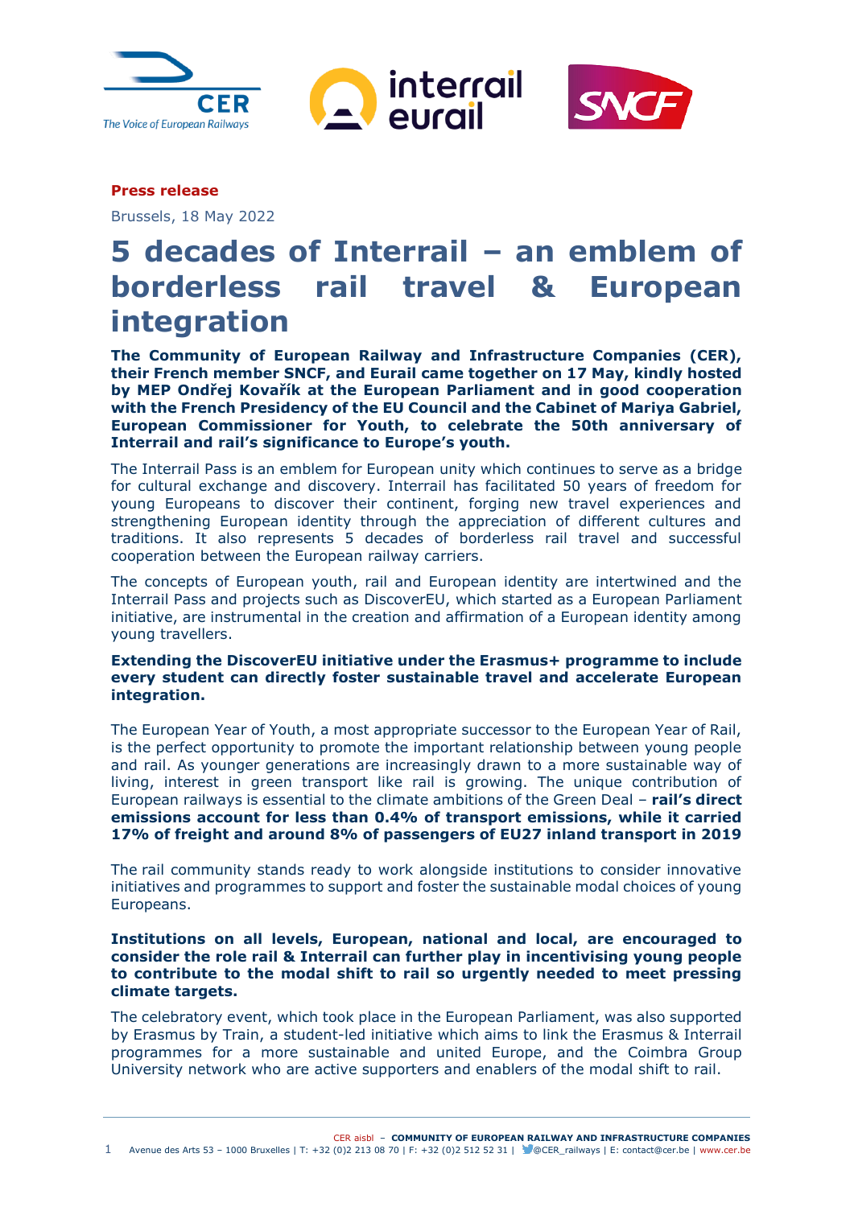**Press release**

Brussels, 18 May 2022

# 5 decades of Interrail – an emblem of borderless rail travel & European integration

**The Community of European Railway and Infrastructure Companies (CER), their French member SNCF, and Eurail came together on 17 May, kindly hosted by MEP Ondřej Kovařík at the European Parliament and in good cooperation with the French Presidency of the EU Council and the Cabinet of Mariya Gabriel, European Commissioner for Youth, to celebrate the 50th anniversary of Interrail and rail's significance to Europe's youth.**

The Interrail Pass is an emblem for European unity which continues to serve as a bridge for cultural exchange and discovery. Interrail has facilitated 50 years of freedom for young Europeans to discover their continent, forging new travel experiences and strengthening European identity through the appreciation of different cultures and traditions. It also represents 5 decades of borderless rail travel and successful cooperation between the European railway carriers.

The concepts of European youth, rail and European identity are intertwined and the Interrail Pass and projects such as DiscoverEU, which started as a European Parliament initiative, are instrumental in the creation and affirmation of a European identity among young travellers.

**Extending the DiscoverEU initiative under the Erasmus+ programme to include every student can directly foster sustainable travel and accelerate European integration.**

The European Year of Youth, a most appropriate successor to the European Year of Rail, is the perfect opportunity to promote the important relationship between young people and rail. As younger generations are increasingly drawn to a more sustainable way of living, interest in green transport like rail is growing. The unique contribution of European railways is essential to the climate ambitions of the Green Deal – **rail's direct emissions account for less than 0.4% of transport emissions, while it carried 17% of freight and around 8% of passengers of EU27 inland transport in 2019**

The rail community stands ready to work alongside institutions to consider innovative initiatives and programmes to support and foster the sustainable modal choices of young Europeans.

**Institutions on all levels, European, national and local, are encouraged to consider the role rail & Interrail can further play in incentivising young people to contribute to the modal shift to rail so urgently needed to meet pressing climate targets.**

The celebratory event, which took place in the European Parliament, was also supported by Erasmus by Train, a student-led initiative which aims to link the Erasmus & Interrail programmes for a more sustainable and united Europe, and the Coimbra Group University network who are active supporters and enablers of the modal shift to rail.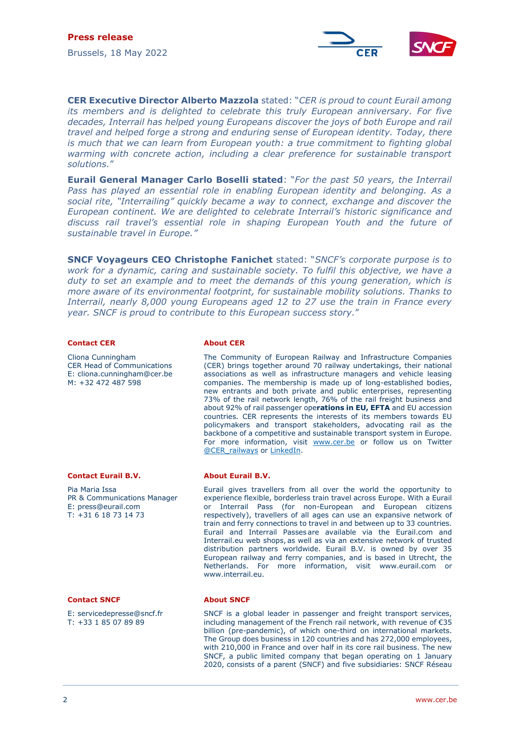**Press release**

Brussels, 18 May 2022

**CER Executive Director Alberto Mazzola** stated: "*CER is proud to count Eurail among its members and is delighted to celebrate this truly European anniversary. For five decades, Interrail has helped young Europeans discover the joys of both Europe and rail travel and helped forge a strong and enduring sense of European identity. Today, there is much that we can learn from European youth: a true commitment to fighting global warming with concrete action, including a clear preference for sustainable transport solutions.*"

**Eurail General Manager Carlo Boselli stated**: "*For the past 50 years, the Interrail Pass has played an essential role in enabling European identity and belonging. As a social rite, "Interrailing" quickly became a way to connect, exchange and discover the European continent. We are delighted to celebrate Interrail's historic significance and discuss rail travel's essential role in shaping European Youth and the future of sustainable travel in Europe."*

**SNCF Voyageurs CEO Christophe Fanichet** stated: "*SNCF's corporate purpose is to work for a dynamic, caring and sustainable society. To fulfil this objective, we have a duty to set an example and to meet the demands of this young generation, which is more aware of its environmental footprint, for sustainable mobility solutions. Thanks to Interrail, nearly 8,000 young Europeans aged 12 to 27 use the train in France every year. SNCF is proud to contribute to this European success story.*"

#### Contact CER

Cliona Cunningham
CER Head of Communications
E: cliona.cunningham@cer.be
M: +32 472 487 598

#### About CER

The Community of European Railway and Infrastructure Companies (CER) brings together around 70 railway undertakings, their national associations as well as infrastructure managers and vehicle leasing companies. The membership is made up of long-established bodies, new entrants and both private and public enterprises, representing 73% of the rail network length, 76% of the rail freight business and about 92% of rail passenger ope**rations in EU, EFTA** and EU accession countries. CER represents the interests of its members towards EU policymakers and transport stakeholders, advocating rail as the backbone of a competitive and sustainable transport system in Europe. For more information, visit [www.cer.be](www.cer.be) or follow us on Twitter [@CER_railways](@CER_railways) or [LinkedIn](LinkedIn).

#### Contact Eurail B.V.

Pia Maria Issa
PR & Communications Manager
E: press@eurail.com
T: +31 6 18 73 14 73

#### About Eurail B.V.

Eurail gives travellers from all over the world the opportunity to experience flexible, borderless train travel across Europe. With a Eurail or Interrail Pass (for non-European and European citizens respectively), travellers of all ages can use an expansive network of train and ferry connections to travel in and between up to 33 countries. Eurail and Interrail Passes are available via the Eurail.com and Interrail.eu web shops, as well as via an extensive network of trusted distribution partners worldwide. Eurail B.V. is owned by over 35 European railway and ferry companies, and is based in Utrecht, the Netherlands. For more information, visit www.eurail.com or www.interrail.eu.

#### Contact SNCF

E: servicedepresse@sncf.fr
T: +33 1 85 07 89 89

#### About SNCF

SNCF is a global leader in passenger and freight transport services, including management of the French rail network, with revenue of €35 billion (pre-pandemic), of which one-third on international markets. The Group does business in 120 countries and has 272,000 employees, with 210,000 in France and over half in its core rail business. The new SNCF, a public limited company that began operating on 1 January 2020, consists of a parent (SNCF) and five subsidiaries: SNCF Réseau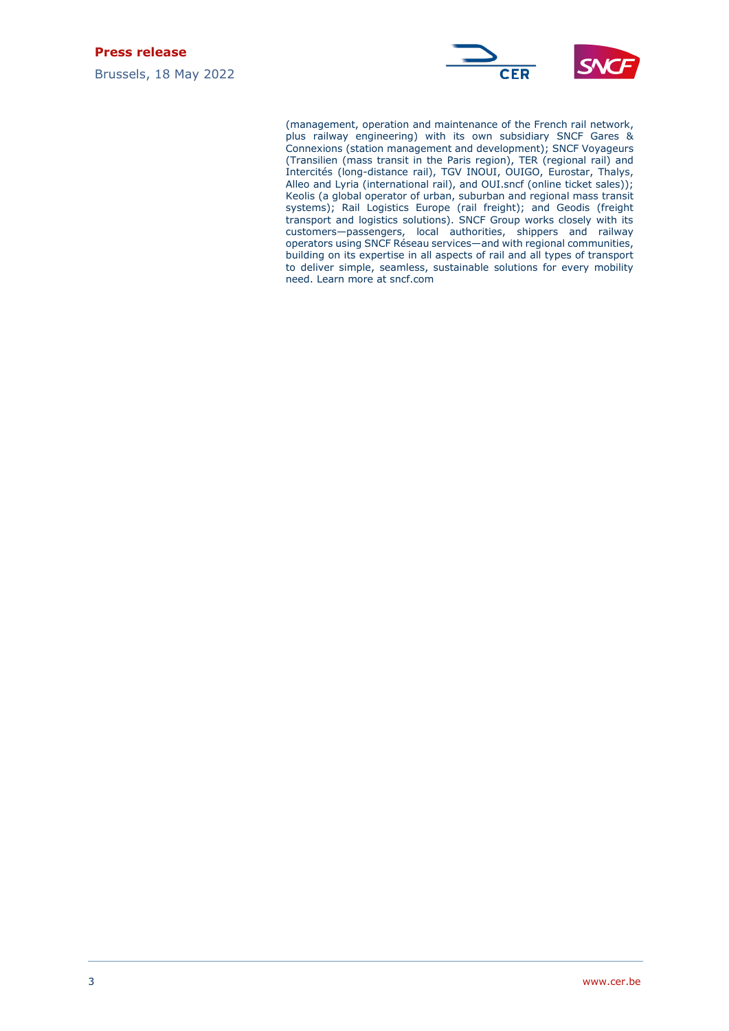(management, operation and maintenance of the French rail network, plus railway engineering) with its own subsidiary SNCF Gares & Connexions (station management and development); SNCF Voyageurs (Transilien (mass transit in the Paris region), TER (regional rail) and Intercités (long-distance rail), TGV INOUI, OUIGO, Eurostar, Thalys, Alleo and Lyria (international rail), and OUI.sncf (online ticket sales)); Keolis (a global operator of urban, suburban and regional mass transit systems); Rail Logistics Europe (rail freight); and Geodis (freight transport and logistics solutions). SNCF Group works closely with its customers—passengers, local authorities, shippers and railway operators using SNCF Réseau services—and with regional communities, building on its expertise in all aspects of rail and all types of transport to deliver simple, seamless, sustainable solutions for every mobility need. Learn more at sncf.com